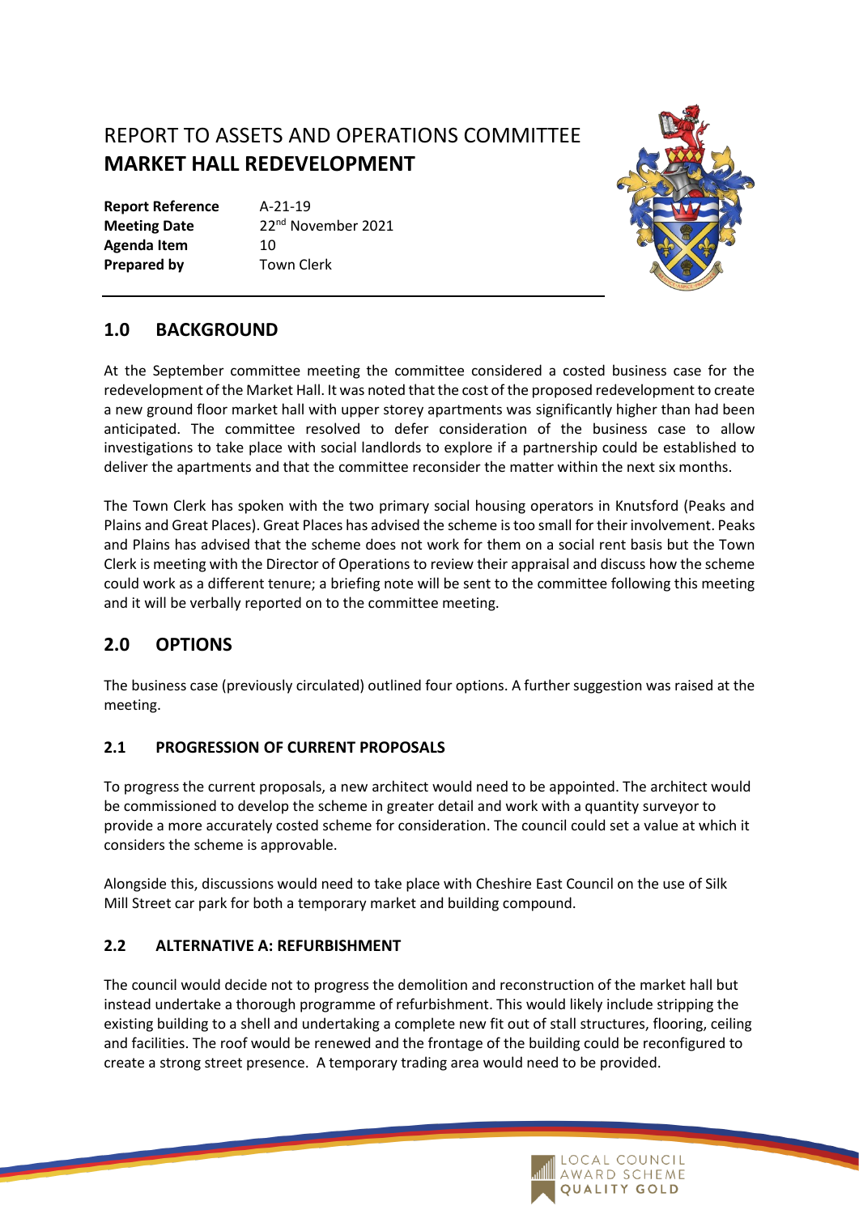# REPORT TO ASSETS AND OPERATIONS COMMITTEE
# MARKET HALL REDEVELOPMENT

| | |
|---|---|
| **Report Reference** | A-21-19 |
| **Meeting Date** | 22nd November 2021 |
| **Agenda Item** | 10 |
| **Prepared by** | Town Clerk |

## 1.0 BACKGROUND

At the September committee meeting the committee considered a costed business case for the redevelopment of the Market Hall. It was noted that the cost of the proposed redevelopment to create a new ground floor market hall with upper storey apartments was significantly higher than had been anticipated. The committee resolved to defer consideration of the business case to allow investigations to take place with social landlords to explore if a partnership could be established to deliver the apartments and that the committee reconsider the matter within the next six months.

The Town Clerk has spoken with the two primary social housing operators in Knutsford (Peaks and Plains and Great Places). Great Places has advised the scheme is too small for their involvement. Peaks and Plains has advised that the scheme does not work for them on a social rent basis but the Town Clerk is meeting with the Director of Operations to review their appraisal and discuss how the scheme could work as a different tenure; a briefing note will be sent to the committee following this meeting and it will be verbally reported on to the committee meeting.

## 2.0 OPTIONS

The business case (previously circulated) outlined four options. A further suggestion was raised at the meeting.

### 2.1 PROGRESSION OF CURRENT PROPOSALS

To progress the current proposals, a new architect would need to be appointed. The architect would be commissioned to develop the scheme in greater detail and work with a quantity surveyor to provide a more accurately costed scheme for consideration. The council could set a value at which it considers the scheme is approvable.

Alongside this, discussions would need to take place with Cheshire East Council on the use of Silk Mill Street car park for both a temporary market and building compound.

### 2.2 ALTERNATIVE A: REFURBISHMENT

The council would decide not to progress the demolition and reconstruction of the market hall but instead undertake a thorough programme of refurbishment. This would likely include stripping the existing building to a shell and undertaking a complete new fit out of stall structures, flooring, ceiling and facilities. The roof would be renewed and the frontage of the building could be reconfigured to create a strong street presence. A temporary trading area would need to be provided.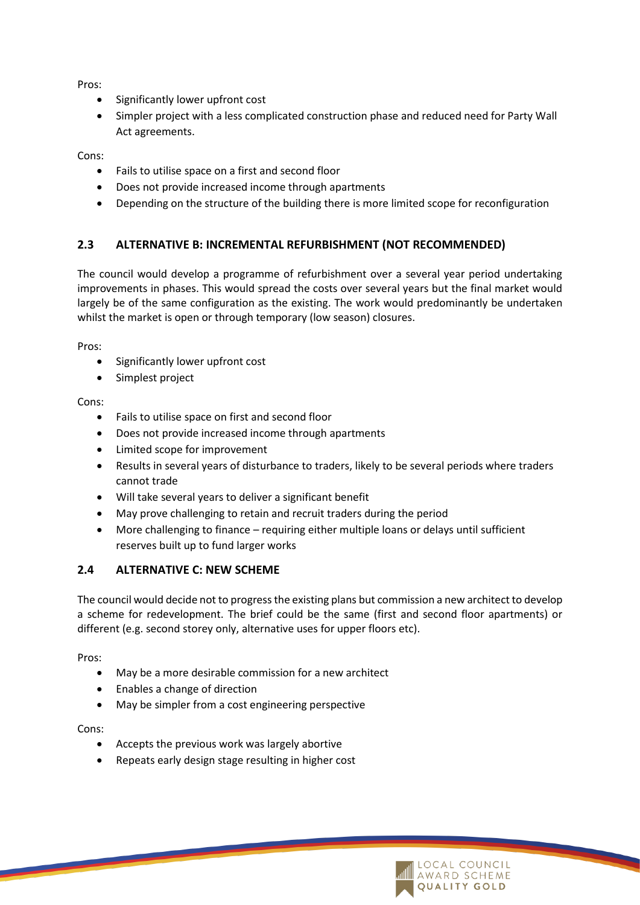Pros:

- Significantly lower upfront cost
- Simpler project with a less complicated construction phase and reduced need for Party Wall Act agreements.

Cons:

- Fails to utilise space on a first and second floor
- Does not provide increased income through apartments
- Depending on the structure of the building there is more limited scope for reconfiguration

## 2.3 ALTERNATIVE B: INCREMENTAL REFURBISHMENT (NOT RECOMMENDED)

The council would develop a programme of refurbishment over a several year period undertaking improvements in phases. This would spread the costs over several years but the final market would largely be of the same configuration as the existing. The work would predominantly be undertaken whilst the market is open or through temporary (low season) closures.

Pros:

- Significantly lower upfront cost
- Simplest project

Cons:

- Fails to utilise space on first and second floor
- Does not provide increased income through apartments
- Limited scope for improvement
- Results in several years of disturbance to traders, likely to be several periods where traders cannot trade
- Will take several years to deliver a significant benefit
- May prove challenging to retain and recruit traders during the period
- More challenging to finance – requiring either multiple loans or delays until sufficient reserves built up to fund larger works

## 2.4 ALTERNATIVE C: NEW SCHEME

The council would decide not to progress the existing plans but commission a new architect to develop a scheme for redevelopment. The brief could be the same (first and second floor apartments) or different (e.g. second storey only, alternative uses for upper floors etc).

Pros:

- May be a more desirable commission for a new architect
- Enables a change of direction
- May be simpler from a cost engineering perspective

Cons:

- Accepts the previous work was largely abortive
- Repeats early design stage resulting in higher cost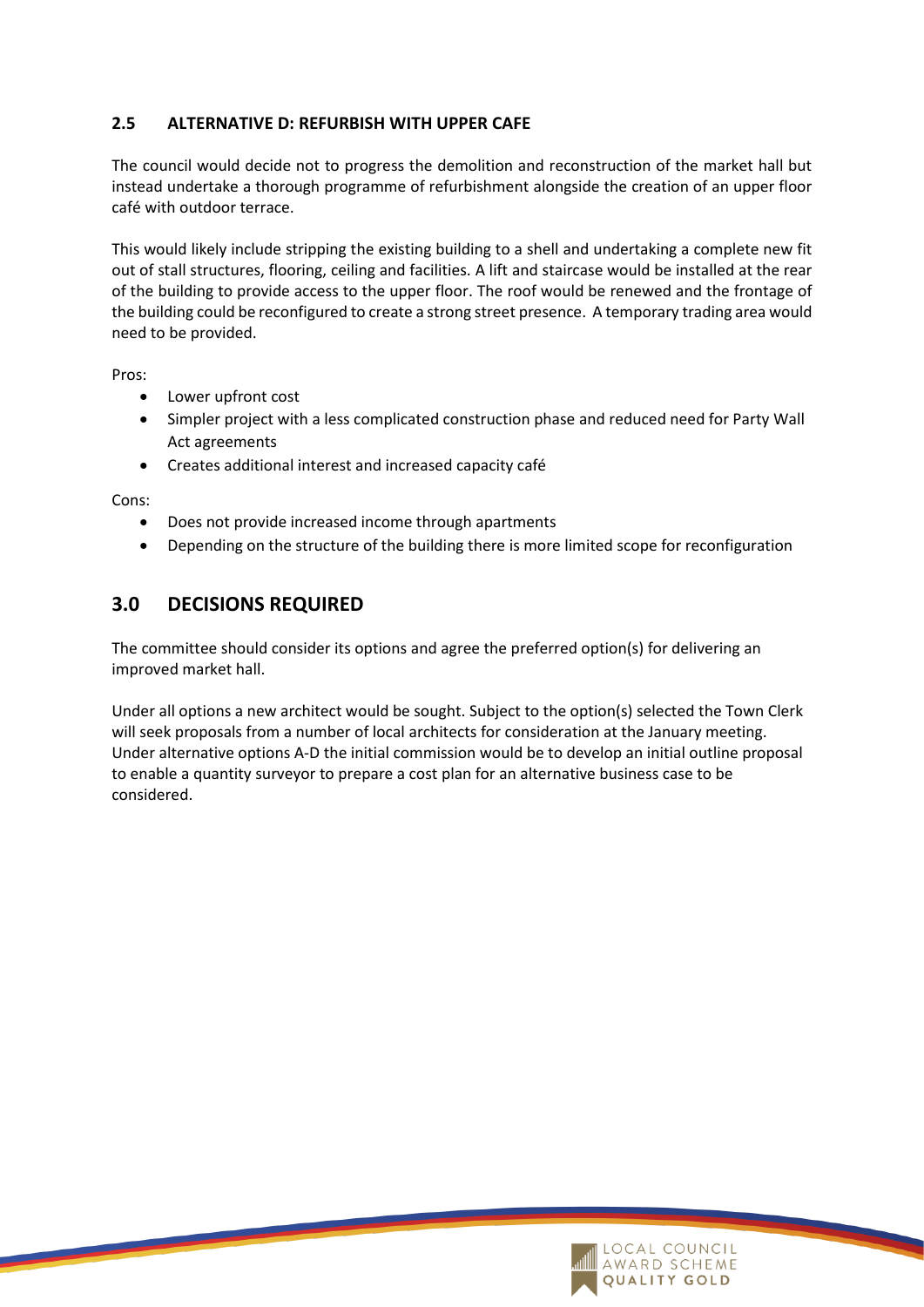### 2.5 ALTERNATIVE D: REFURBISH WITH UPPER CAFE

The council would decide not to progress the demolition and reconstruction of the market hall but instead undertake a thorough programme of refurbishment alongside the creation of an upper floor café with outdoor terrace.

This would likely include stripping the existing building to a shell and undertaking a complete new fit out of stall structures, flooring, ceiling and facilities. A lift and staircase would be installed at the rear of the building to provide access to the upper floor. The roof would be renewed and the frontage of the building could be reconfigured to create a strong street presence. A temporary trading area would need to be provided.

Pros:

- Lower upfront cost
- Simpler project with a less complicated construction phase and reduced need for Party Wall Act agreements
- Creates additional interest and increased capacity café

Cons:

- Does not provide increased income through apartments
- Depending on the structure of the building there is more limited scope for reconfiguration

## 3.0 DECISIONS REQUIRED

The committee should consider its options and agree the preferred option(s) for delivering an improved market hall.

Under all options a new architect would be sought. Subject to the option(s) selected the Town Clerk will seek proposals from a number of local architects for consideration at the January meeting. Under alternative options A-D the initial commission would be to develop an initial outline proposal to enable a quantity surveyor to prepare a cost plan for an alternative business case to be considered.